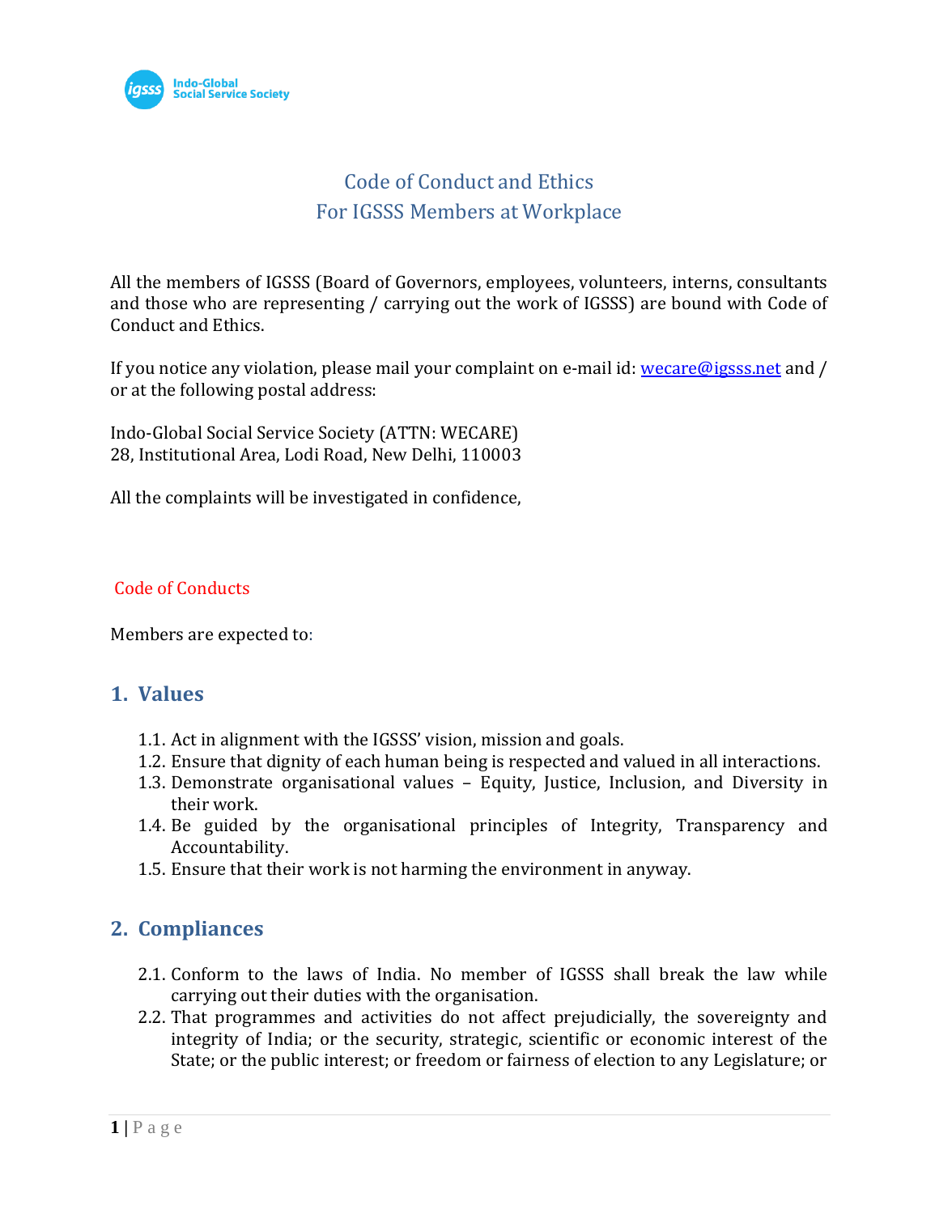# Code of Conduct and Ethics
# For IGSSS Members at Workplace

All the members of IGSSS (Board of Governors, employees, volunteers, interns, consultants and those who are representing / carrying out the work of IGSSS) are bound with Code of Conduct and Ethics.

If you notice any violation, please mail your complaint on e-mail id: wecare@igsss.net and / or at the following postal address:

Indo-Global Social Service Society (ATTN: WECARE)
28, Institutional Area, Lodi Road, New Delhi, 110003

All the complaints will be investigated in confidence,

Code of Conducts

Members are expected to:

## 1. Values

1.1. Act in alignment with the IGSSS' vision, mission and goals.
1.2. Ensure that dignity of each human being is respected and valued in all interactions.
1.3. Demonstrate organisational values – Equity, Justice, Inclusion, and Diversity in their work.
1.4. Be guided by the organisational principles of Integrity, Transparency and Accountability.
1.5. Ensure that their work is not harming the environment in anyway.

## 2. Compliances

2.1. Conform to the laws of India. No member of IGSSS shall break the law while carrying out their duties with the organisation.
2.2. That programmes and activities do not affect prejudicially, the sovereignty and integrity of India; or the security, strategic, scientific or economic interest of the State; or the public interest; or freedom or fairness of election to any Legislature; or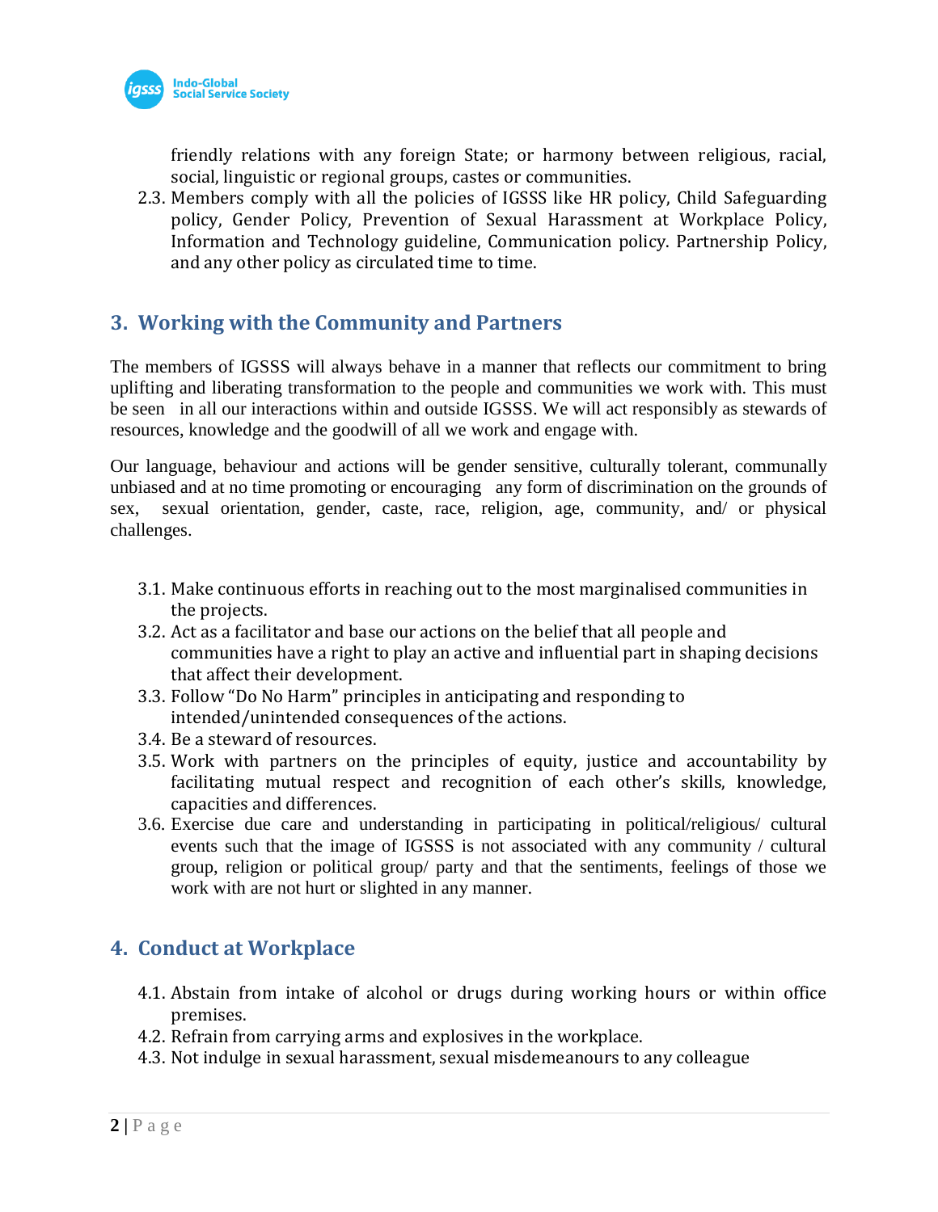friendly relations with any foreign State; or harmony between religious, racial, social, linguistic or regional groups, castes or communities.

2.3. Members comply with all the policies of IGSSS like HR policy, Child Safeguarding policy, Gender Policy, Prevention of Sexual Harassment at Workplace Policy, Information and Technology guideline, Communication policy. Partnership Policy, and any other policy as circulated time to time.

## 3. Working with the Community and Partners

The members of IGSSS will always behave in a manner that reflects our commitment to bring uplifting and liberating transformation to the people and communities we work with. This must be seen in all our interactions within and outside IGSSS. We will act responsibly as stewards of resources, knowledge and the goodwill of all we work and engage with.

Our language, behaviour and actions will be gender sensitive, culturally tolerant, communally unbiased and at no time promoting or encouraging any form of discrimination on the grounds of sex, sexual orientation, gender, caste, race, religion, age, community, and/ or physical challenges.

3.1. Make continuous efforts in reaching out to the most marginalised communities in the projects.

3.2. Act as a facilitator and base our actions on the belief that all people and communities have a right to play an active and influential part in shaping decisions that affect their development.

3.3. Follow "Do No Harm" principles in anticipating and responding to intended/unintended consequences of the actions.

3.4. Be a steward of resources.

3.5. Work with partners on the principles of equity, justice and accountability by facilitating mutual respect and recognition of each other's skills, knowledge, capacities and differences.

3.6. Exercise due care and understanding in participating in political/religious/ cultural events such that the image of IGSSS is not associated with any community / cultural group, religion or political group/ party and that the sentiments, feelings of those we work with are not hurt or slighted in any manner.

## 4. Conduct at Workplace

4.1. Abstain from intake of alcohol or drugs during working hours or within office premises.

4.2. Refrain from carrying arms and explosives in the workplace.

4.3. Not indulge in sexual harassment, sexual misdemeanours to any colleague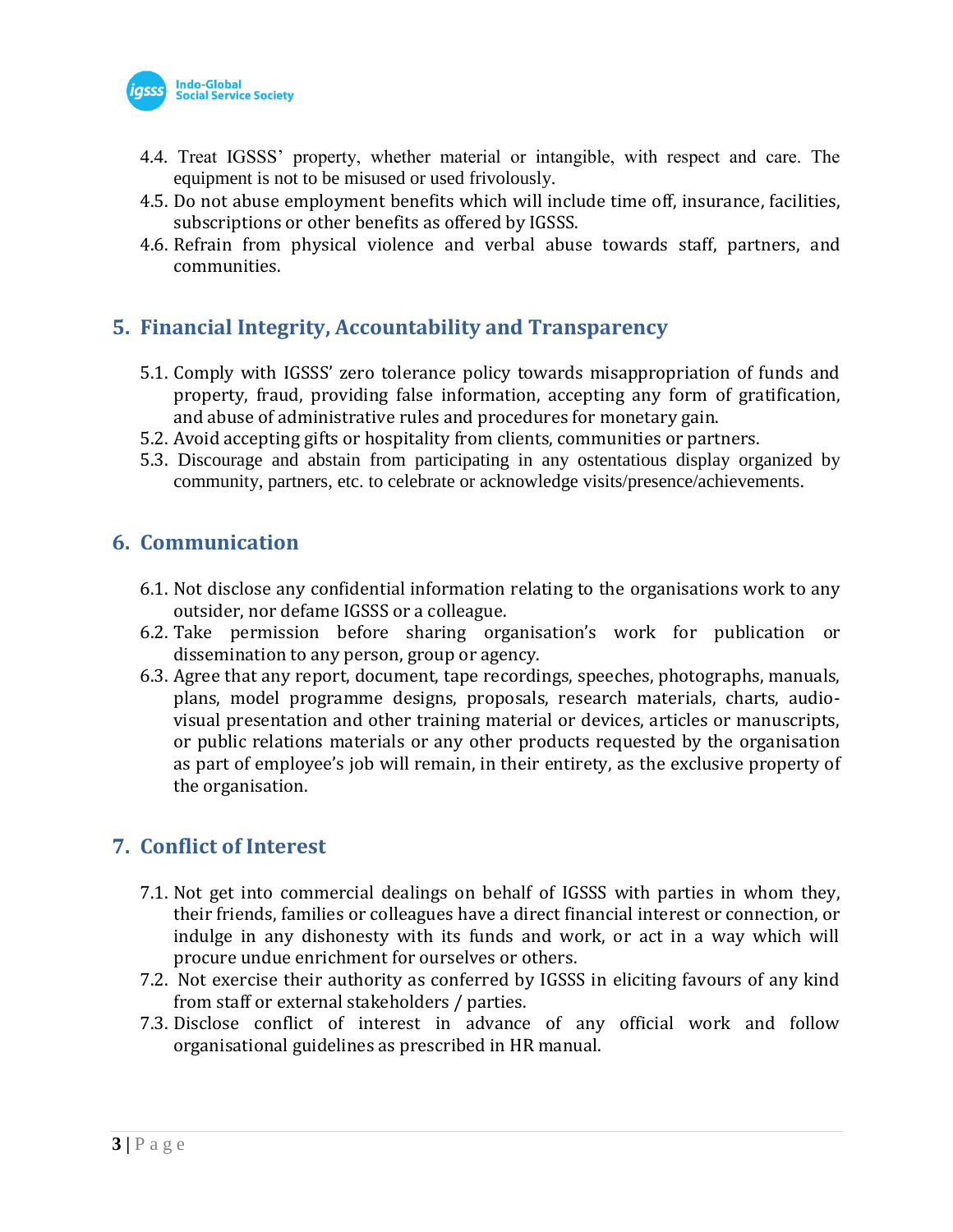4.4. Treat IGSSS' property, whether material or intangible, with respect and care. The equipment is not to be misused or used frivolously.

4.5. Do not abuse employment benefits which will include time off, insurance, facilities, subscriptions or other benefits as offered by IGSSS.

4.6. Refrain from physical violence and verbal abuse towards staff, partners, and communities.

## 5. Financial Integrity, Accountability and Transparency

5.1. Comply with IGSSS' zero tolerance policy towards misappropriation of funds and property, fraud, providing false information, accepting any form of gratification, and abuse of administrative rules and procedures for monetary gain.

5.2. Avoid accepting gifts or hospitality from clients, communities or partners.

5.3. Discourage and abstain from participating in any ostentatious display organized by community, partners, etc. to celebrate or acknowledge visits/presence/achievements.

## 6. Communication

6.1. Not disclose any confidential information relating to the organisations work to any outsider, nor defame IGSSS or a colleague.

6.2. Take permission before sharing organisation's work for publication or dissemination to any person, group or agency.

6.3. Agree that any report, document, tape recordings, speeches, photographs, manuals, plans, model programme designs, proposals, research materials, charts, audio-visual presentation and other training material or devices, articles or manuscripts, or public relations materials or any other products requested by the organisation as part of employee's job will remain, in their entirety, as the exclusive property of the organisation.

## 7. Conflict of Interest

7.1. Not get into commercial dealings on behalf of IGSSS with parties in whom they, their friends, families or colleagues have a direct financial interest or connection, or indulge in any dishonesty with its funds and work, or act in a way which will procure undue enrichment for ourselves or others.

7.2. Not exercise their authority as conferred by IGSSS in eliciting favours of any kind from staff or external stakeholders / parties.

7.3. Disclose conflict of interest in advance of any official work and follow organisational guidelines as prescribed in HR manual.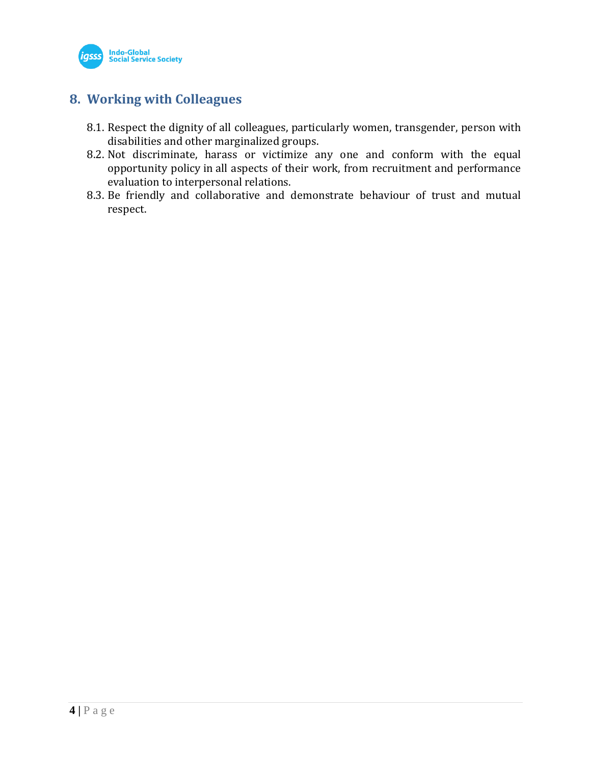## 8. Working with Colleagues

8.1. Respect the dignity of all colleagues, particularly women, transgender, person with disabilities and other marginalized groups.

8.2. Not discriminate, harass or victimize any one and conform with the equal opportunity policy in all aspects of their work, from recruitment and performance evaluation to interpersonal relations.

8.3. Be friendly and collaborative and demonstrate behaviour of trust and mutual respect.